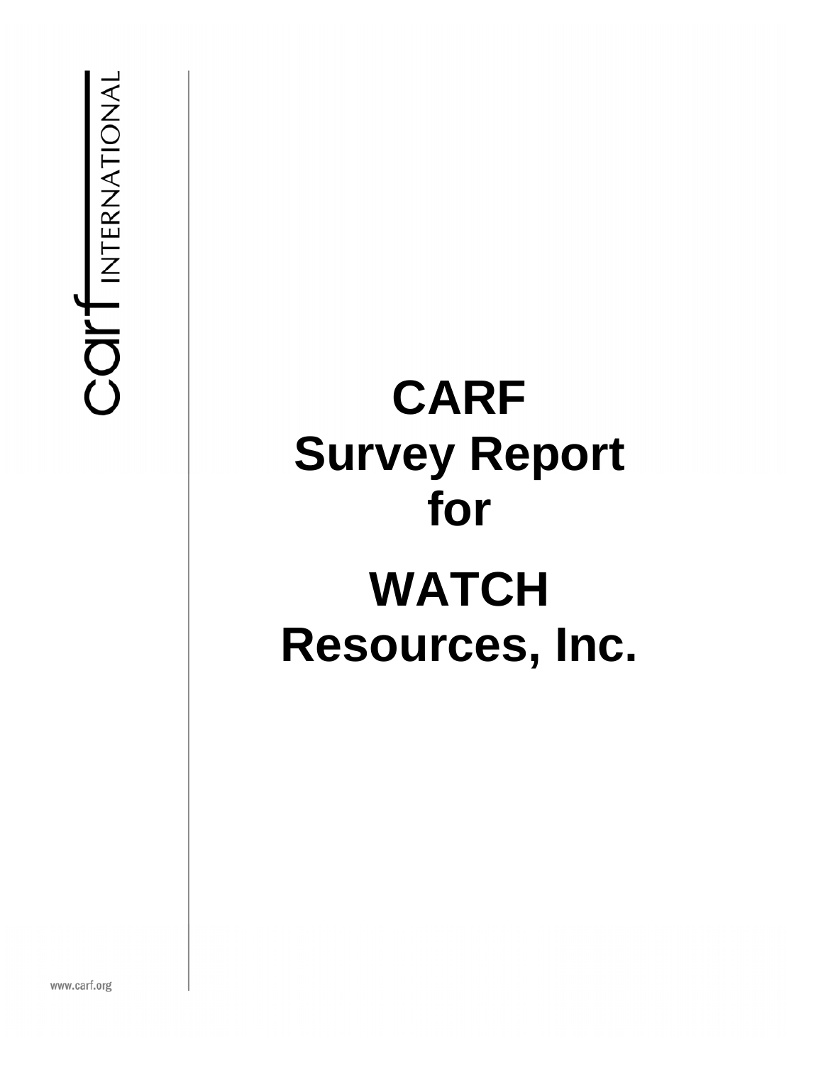carf INTERNATIONAL

# CARF Survey Report for

# WATCH Resources, Inc.

www.carf.org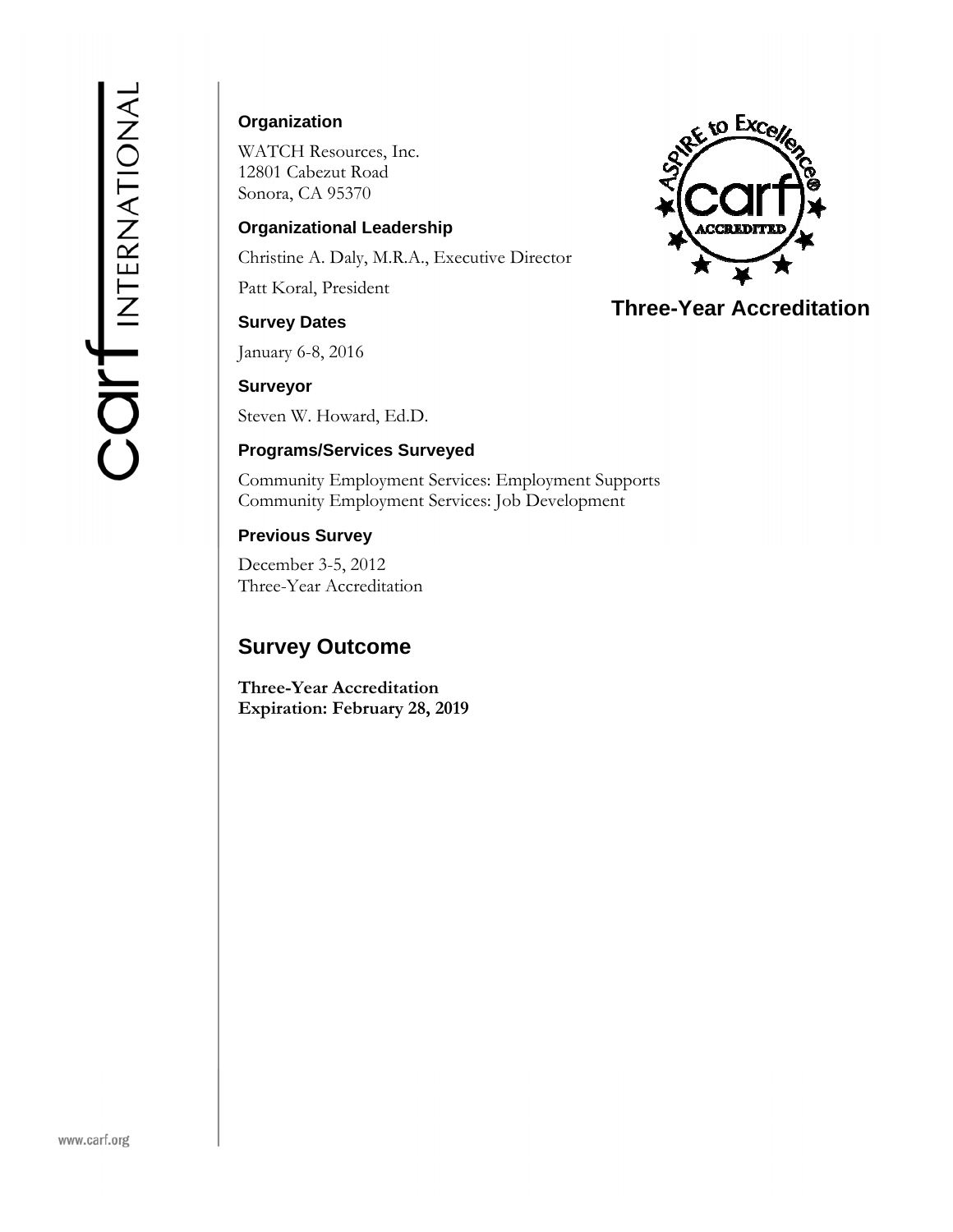**Organization**

WATCH Resources, Inc.
12801 Cabezut Road
Sonora, CA 95370

**Organizational Leadership**

Christine A. Daly, M.R.A., Executive Director

Patt Koral, President

**Survey Dates**

January 6-8, 2016

**Surveyor**

Steven W. Howard, Ed.D.

**Programs/Services Surveyed**

Community Employment Services: Employment Supports
Community Employment Services: Job Development

**Previous Survey**

December 3-5, 2012
Three-Year Accreditation

**Three-Year Accreditation**

## Survey Outcome

**Three-Year Accreditation**
**Expiration: February 28, 2019**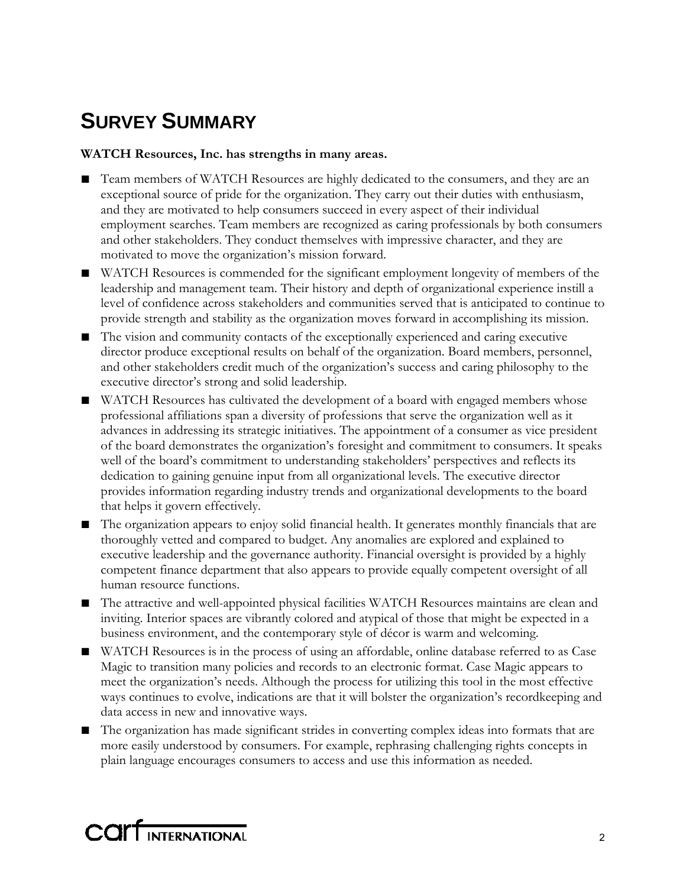## SURVEY SUMMARY

**WATCH Resources, Inc. has strengths in many areas.**

- Team members of WATCH Resources are highly dedicated to the consumers, and they are an exceptional source of pride for the organization. They carry out their duties with enthusiasm, and they are motivated to help consumers succeed in every aspect of their individual employment searches. Team members are recognized as caring professionals by both consumers and other stakeholders. They conduct themselves with impressive character, and they are motivated to move the organization's mission forward.
- WATCH Resources is commended for the significant employment longevity of members of the leadership and management team. Their history and depth of organizational experience instill a level of confidence across stakeholders and communities served that is anticipated to continue to provide strength and stability as the organization moves forward in accomplishing its mission.
- The vision and community contacts of the exceptionally experienced and caring executive director produce exceptional results on behalf of the organization. Board members, personnel, and other stakeholders credit much of the organization's success and caring philosophy to the executive director's strong and solid leadership.
- WATCH Resources has cultivated the development of a board with engaged members whose professional affiliations span a diversity of professions that serve the organization well as it advances in addressing its strategic initiatives. The appointment of a consumer as vice president of the board demonstrates the organization's foresight and commitment to consumers. It speaks well of the board's commitment to understanding stakeholders' perspectives and reflects its dedication to gaining genuine input from all organizational levels. The executive director provides information regarding industry trends and organizational developments to the board that helps it govern effectively.
- The organization appears to enjoy solid financial health. It generates monthly financials that are thoroughly vetted and compared to budget. Any anomalies are explored and explained to executive leadership and the governance authority. Financial oversight is provided by a highly competent finance department that also appears to provide equally competent oversight of all human resource functions.
- The attractive and well-appointed physical facilities WATCH Resources maintains are clean and inviting. Interior spaces are vibrantly colored and atypical of those that might be expected in a business environment, and the contemporary style of décor is warm and welcoming.
- WATCH Resources is in the process of using an affordable, online database referred to as Case Magic to transition many policies and records to an electronic format. Case Magic appears to meet the organization's needs. Although the process for utilizing this tool in the most effective ways continues to evolve, indications are that it will bolster the organization's recordkeeping and data access in new and innovative ways.
- The organization has made significant strides in converting complex ideas into formats that are more easily understood by consumers. For example, rephrasing challenging rights concepts in plain language encourages consumers to access and use this information as needed.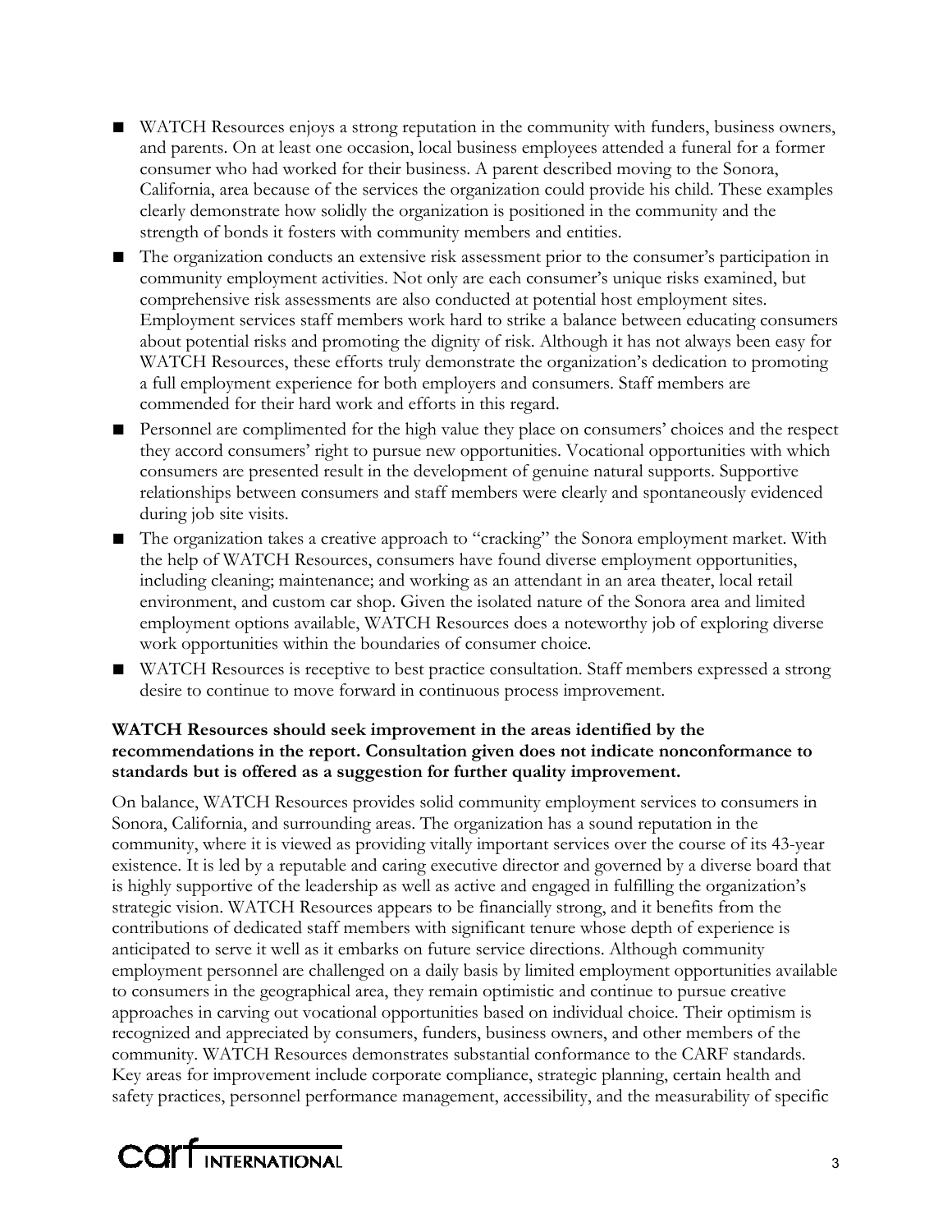- WATCH Resources enjoys a strong reputation in the community with funders, business owners, and parents. On at least one occasion, local business employees attended a funeral for a former consumer who had worked for their business. A parent described moving to the Sonora, California, area because of the services the organization could provide his child. These examples clearly demonstrate how solidly the organization is positioned in the community and the strength of bonds it fosters with community members and entities.
- The organization conducts an extensive risk assessment prior to the consumer's participation in community employment activities. Not only are each consumer's unique risks examined, but comprehensive risk assessments are also conducted at potential host employment sites. Employment services staff members work hard to strike a balance between educating consumers about potential risks and promoting the dignity of risk. Although it has not always been easy for WATCH Resources, these efforts truly demonstrate the organization's dedication to promoting a full employment experience for both employers and consumers. Staff members are commended for their hard work and efforts in this regard.
- Personnel are complimented for the high value they place on consumers' choices and the respect they accord consumers' right to pursue new opportunities. Vocational opportunities with which consumers are presented result in the development of genuine natural supports. Supportive relationships between consumers and staff members were clearly and spontaneously evidenced during job site visits.
- The organization takes a creative approach to "cracking" the Sonora employment market. With the help of WATCH Resources, consumers have found diverse employment opportunities, including cleaning; maintenance; and working as an attendant in an area theater, local retail environment, and custom car shop. Given the isolated nature of the Sonora area and limited employment options available, WATCH Resources does a noteworthy job of exploring diverse work opportunities within the boundaries of consumer choice.
- WATCH Resources is receptive to best practice consultation. Staff members expressed a strong desire to continue to move forward in continuous process improvement.

**WATCH Resources should seek improvement in the areas identified by the recommendations in the report. Consultation given does not indicate nonconformance to standards but is offered as a suggestion for further quality improvement.**

On balance, WATCH Resources provides solid community employment services to consumers in Sonora, California, and surrounding areas. The organization has a sound reputation in the community, where it is viewed as providing vitally important services over the course of its 43-year existence. It is led by a reputable and caring executive director and governed by a diverse board that is highly supportive of the leadership as well as active and engaged in fulfilling the organization's strategic vision. WATCH Resources appears to be financially strong, and it benefits from the contributions of dedicated staff members with significant tenure whose depth of experience is anticipated to serve it well as it embarks on future service directions. Although community employment personnel are challenged on a daily basis by limited employment opportunities available to consumers in the geographical area, they remain optimistic and continue to pursue creative approaches in carving out vocational opportunities based on individual choice. Their optimism is recognized and appreciated by consumers, funders, business owners, and other members of the community. WATCH Resources demonstrates substantial conformance to the CARF standards. Key areas for improvement include corporate compliance, strategic planning, certain health and safety practices, personnel performance management, accessibility, and the measurability of specific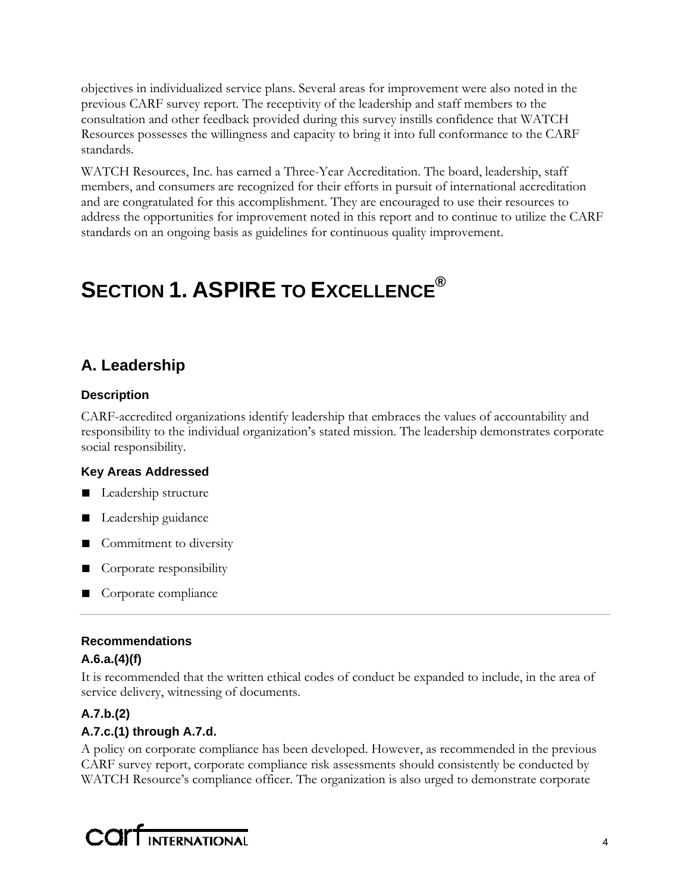objectives in individualized service plans. Several areas for improvement were also noted in the previous CARF survey report. The receptivity of the leadership and staff members to the consultation and other feedback provided during this survey instills confidence that WATCH Resources possesses the willingness and capacity to bring it into full conformance to the CARF standards.

WATCH Resources, Inc. has earned a Three-Year Accreditation. The board, leadership, staff members, and consumers are recognized for their efforts in pursuit of international accreditation and are congratulated for this accomplishment. They are encouraged to use their resources to address the opportunities for improvement noted in this report and to continue to utilize the CARF standards on an ongoing basis as guidelines for continuous quality improvement.

# SECTION 1. ASPIRE TO EXCELLENCE®

## A. Leadership

### Description

CARF-accredited organizations identify leadership that embraces the values of accountability and responsibility to the individual organization's stated mission. The leadership demonstrates corporate social responsibility.

### Key Areas Addressed

- Leadership structure
- Leadership guidance
- Commitment to diversity
- Corporate responsibility
- Corporate compliance

---

### Recommendations

**A.6.a.(4)(f)**

It is recommended that the written ethical codes of conduct be expanded to include, in the area of service delivery, witnessing of documents.

**A.7.b.(2)**

**A.7.c.(1) through A.7.d.**

A policy on corporate compliance has been developed. However, as recommended in the previous CARF survey report, corporate compliance risk assessments should consistently be conducted by WATCH Resource's compliance officer. The organization is also urged to demonstrate corporate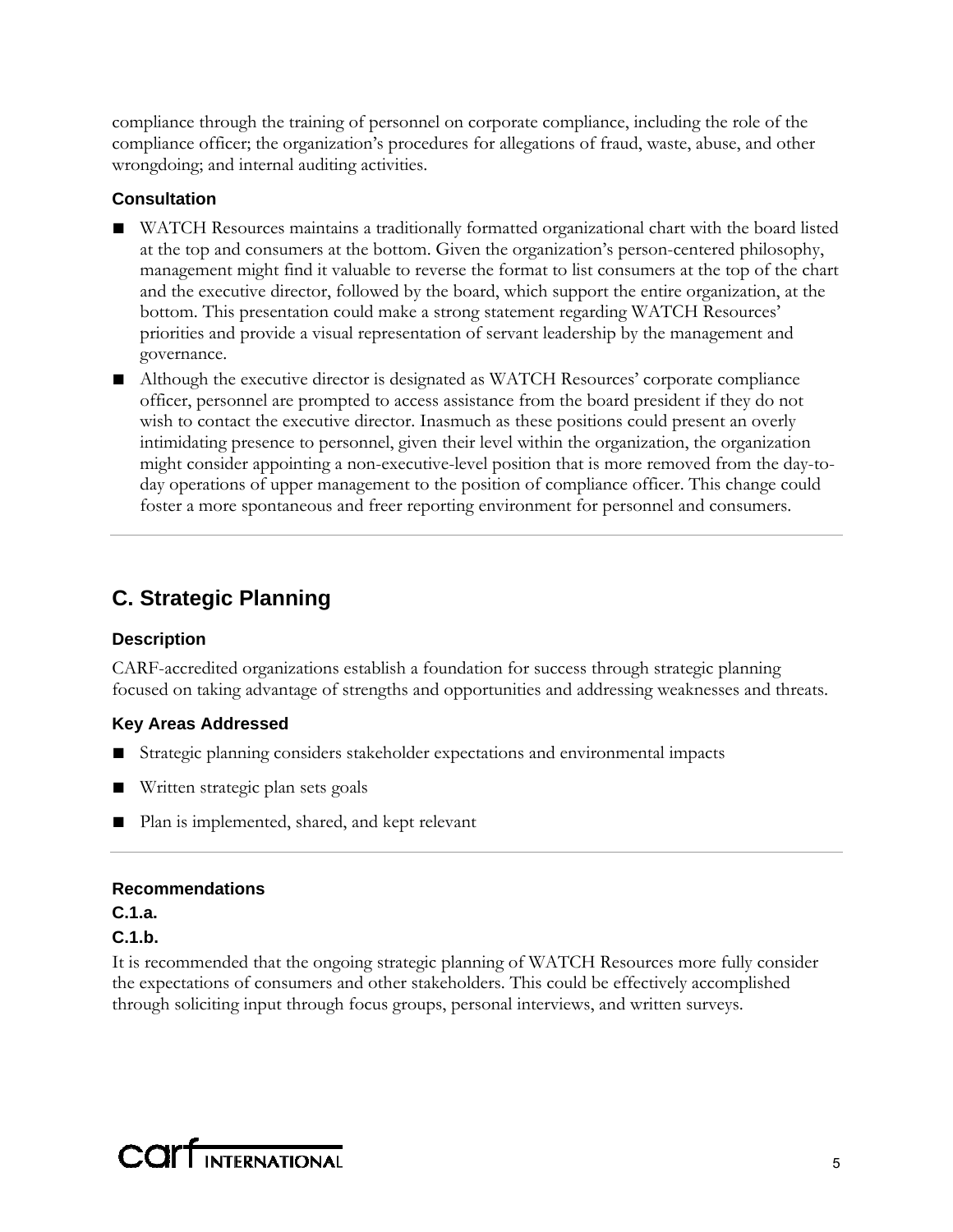compliance through the training of personnel on corporate compliance, including the role of the compliance officer; the organization's procedures for allegations of fraud, waste, abuse, and other wrongdoing; and internal auditing activities.

### Consultation

- WATCH Resources maintains a traditionally formatted organizational chart with the board listed at the top and consumers at the bottom. Given the organization's person-centered philosophy, management might find it valuable to reverse the format to list consumers at the top of the chart and the executive director, followed by the board, which support the entire organization, at the bottom. This presentation could make a strong statement regarding WATCH Resources' priorities and provide a visual representation of servant leadership by the management and governance.
- Although the executive director is designated as WATCH Resources' corporate compliance officer, personnel are prompted to access assistance from the board president if they do not wish to contact the executive director. Inasmuch as these positions could present an overly intimidating presence to personnel, given their level within the organization, the organization might consider appointing a non-executive-level position that is more removed from the day-to-day operations of upper management to the position of compliance officer. This change could foster a more spontaneous and freer reporting environment for personnel and consumers.

---

## C. Strategic Planning

### Description

CARF-accredited organizations establish a foundation for success through strategic planning focused on taking advantage of strengths and opportunities and addressing weaknesses and threats.

### Key Areas Addressed

- Strategic planning considers stakeholder expectations and environmental impacts
- Written strategic plan sets goals
- Plan is implemented, shared, and kept relevant

---

### Recommendations

**C.1.a.**

**C.1.b.**

It is recommended that the ongoing strategic planning of WATCH Resources more fully consider the expectations of consumers and other stakeholders. This could be effectively accomplished through soliciting input through focus groups, personal interviews, and written surveys.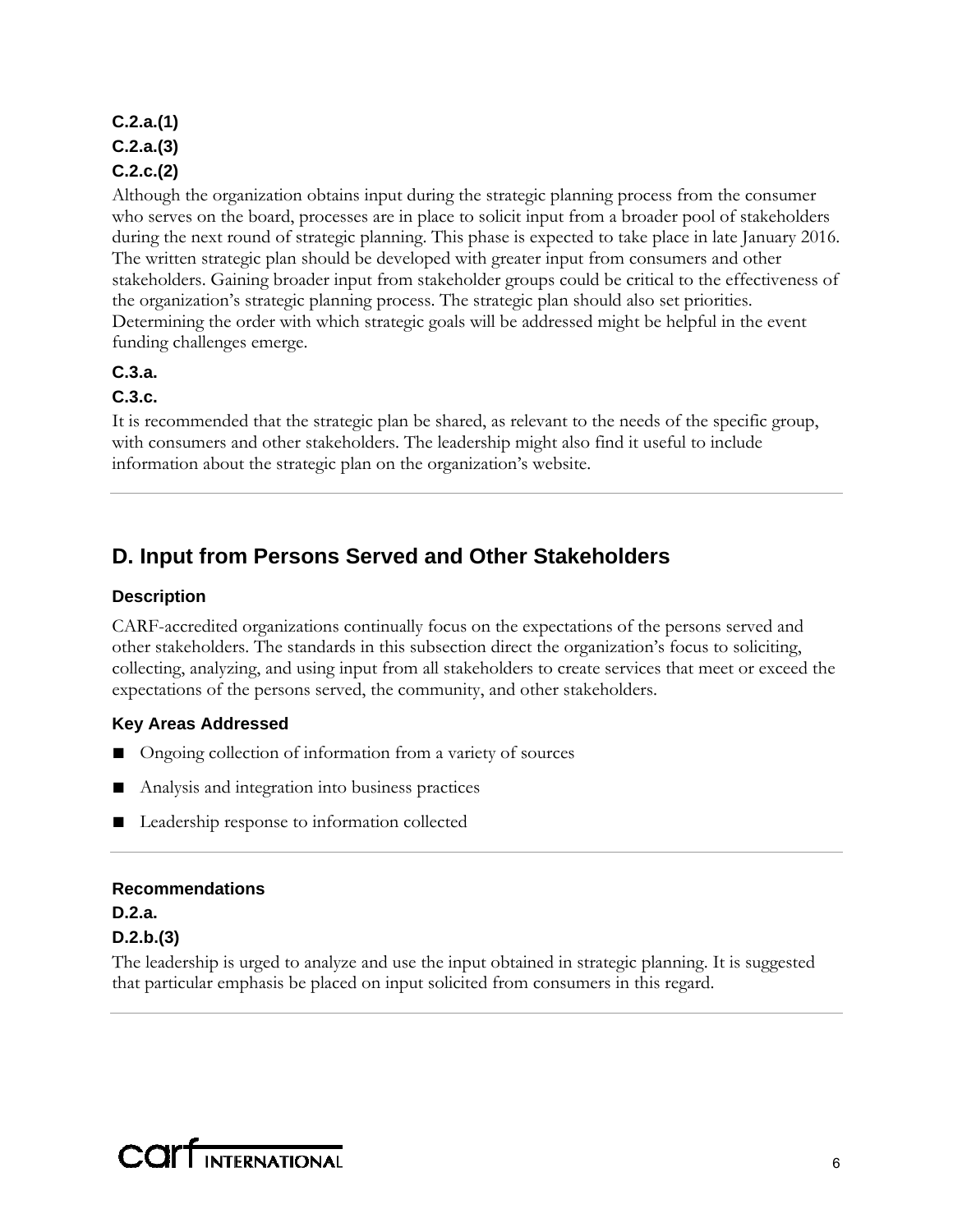**C.2.a.(1)**

**C.2.a.(3)**

**C.2.c.(2)**

Although the organization obtains input during the strategic planning process from the consumer who serves on the board, processes are in place to solicit input from a broader pool of stakeholders during the next round of strategic planning. This phase is expected to take place in late January 2016. The written strategic plan should be developed with greater input from consumers and other stakeholders. Gaining broader input from stakeholder groups could be critical to the effectiveness of the organization's strategic planning process. The strategic plan should also set priorities. Determining the order with which strategic goals will be addressed might be helpful in the event funding challenges emerge.

**C.3.a.**

**C.3.c.**

It is recommended that the strategic plan be shared, as relevant to the needs of the specific group, with consumers and other stakeholders. The leadership might also find it useful to include information about the strategic plan on the organization's website.

## D. Input from Persons Served and Other Stakeholders

### Description

CARF-accredited organizations continually focus on the expectations of the persons served and other stakeholders. The standards in this subsection direct the organization's focus to soliciting, collecting, analyzing, and using input from all stakeholders to create services that meet or exceed the expectations of the persons served, the community, and other stakeholders.

### Key Areas Addressed

- Ongoing collection of information from a variety of sources
- Analysis and integration into business practices
- Leadership response to information collected

### Recommendations

**D.2.a.**

**D.2.b.(3)**

The leadership is urged to analyze and use the input obtained in strategic planning. It is suggested that particular emphasis be placed on input solicited from consumers in this regard.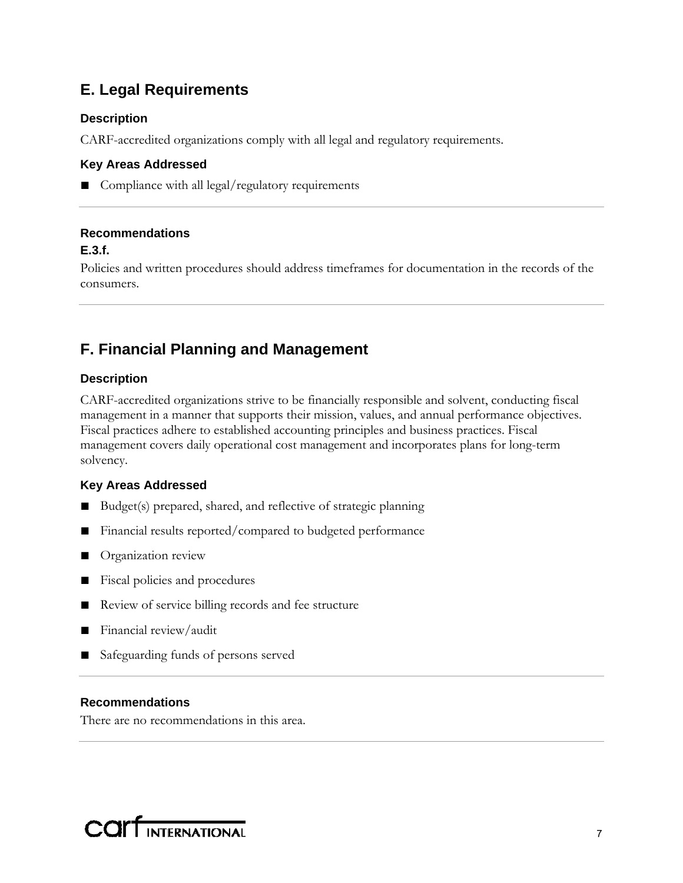## E. Legal Requirements

### Description

CARF-accredited organizations comply with all legal and regulatory requirements.

### Key Areas Addressed

- Compliance with all legal/regulatory requirements

---

### Recommendations

**E.3.f.**

Policies and written procedures should address timeframes for documentation in the records of the consumers.

---

## F. Financial Planning and Management

### Description

CARF-accredited organizations strive to be financially responsible and solvent, conducting fiscal management in a manner that supports their mission, values, and annual performance objectives. Fiscal practices adhere to established accounting principles and business practices. Fiscal management covers daily operational cost management and incorporates plans for long-term solvency.

### Key Areas Addressed

- Budget(s) prepared, shared, and reflective of strategic planning
- Financial results reported/compared to budgeted performance
- Organization review
- Fiscal policies and procedures
- Review of service billing records and fee structure
- Financial review/audit
- Safeguarding funds of persons served

---

### Recommendations

There are no recommendations in this area.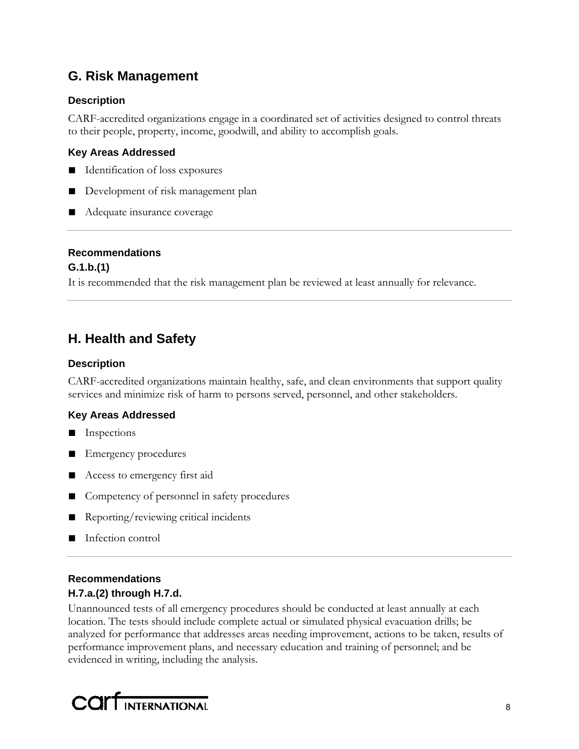## G. Risk Management

### Description

CARF-accredited organizations engage in a coordinated set of activities designed to control threats to their people, property, income, goodwill, and ability to accomplish goals.

### Key Areas Addressed

- Identification of loss exposures
- Development of risk management plan
- Adequate insurance coverage

---

### Recommendations

**G.1.b.(1)**

It is recommended that the risk management plan be reviewed at least annually for relevance.

---

## H. Health and Safety

### Description

CARF-accredited organizations maintain healthy, safe, and clean environments that support quality services and minimize risk of harm to persons served, personnel, and other stakeholders.

### Key Areas Addressed

- Inspections
- Emergency procedures
- Access to emergency first aid
- Competency of personnel in safety procedures
- Reporting/reviewing critical incidents
- Infection control

---

### Recommendations

**H.7.a.(2) through H.7.d.**

Unannounced tests of all emergency procedures should be conducted at least annually at each location. The tests should include complete actual or simulated physical evacuation drills; be analyzed for performance that addresses areas needing improvement, actions to be taken, results of performance improvement plans, and necessary education and training of personnel; and be evidenced in writing, including the analysis.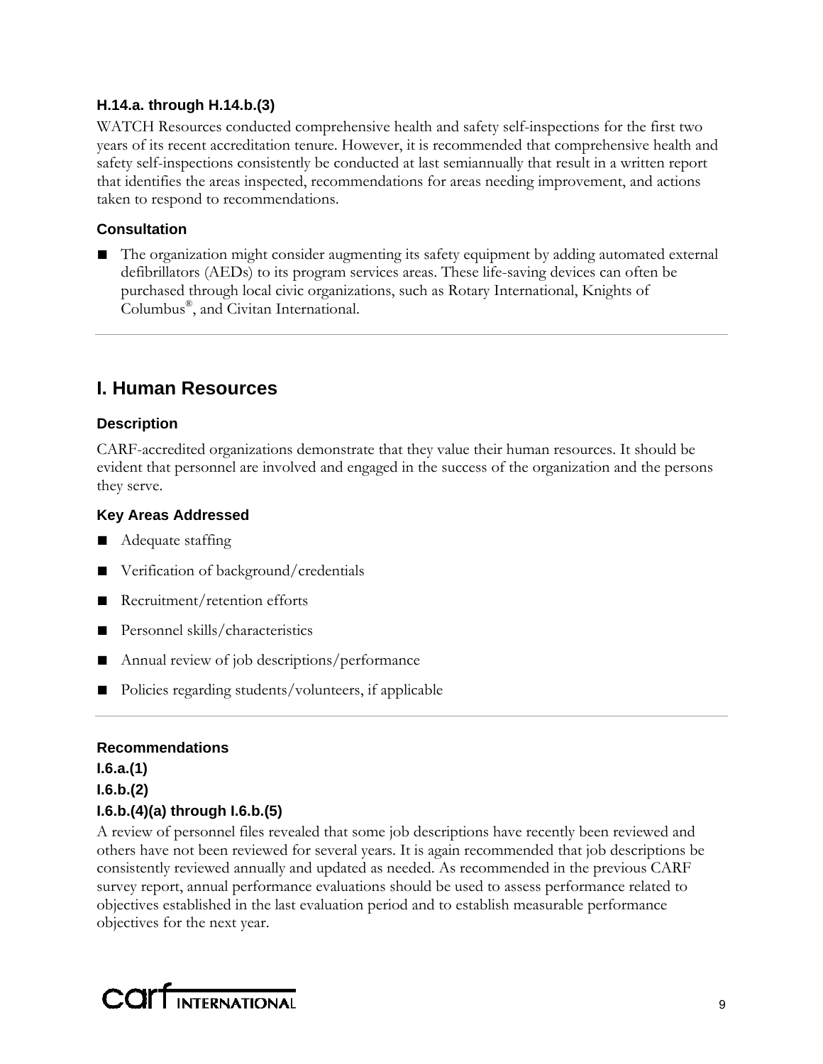#### H.14.a. through H.14.b.(3)

WATCH Resources conducted comprehensive health and safety self-inspections for the first two years of its recent accreditation tenure. However, it is recommended that comprehensive health and safety self-inspections consistently be conducted at last semiannually that result in a written report that identifies the areas inspected, recommendations for areas needing improvement, and actions taken to respond to recommendations.

#### Consultation

- The organization might consider augmenting its safety equipment by adding automated external defibrillators (AEDs) to its program services areas. These life-saving devices can often be purchased through local civic organizations, such as Rotary International, Knights of Columbus®, and Civitan International.

---

## I. Human Resources

#### Description

CARF-accredited organizations demonstrate that they value their human resources. It should be evident that personnel are involved and engaged in the success of the organization and the persons they serve.

#### Key Areas Addressed

- Adequate staffing
- Verification of background/credentials
- Recruitment/retention efforts
- Personnel skills/characteristics
- Annual review of job descriptions/performance
- Policies regarding students/volunteers, if applicable

---

#### Recommendations

#### I.6.a.(1)

#### I.6.b.(2)

#### I.6.b.(4)(a) through I.6.b.(5)

A review of personnel files revealed that some job descriptions have recently been reviewed and others have not been reviewed for several years. It is again recommended that job descriptions be consistently reviewed annually and updated as needed. As recommended in the previous CARF survey report, annual performance evaluations should be used to assess performance related to objectives established in the last evaluation period and to establish measurable performance objectives for the next year.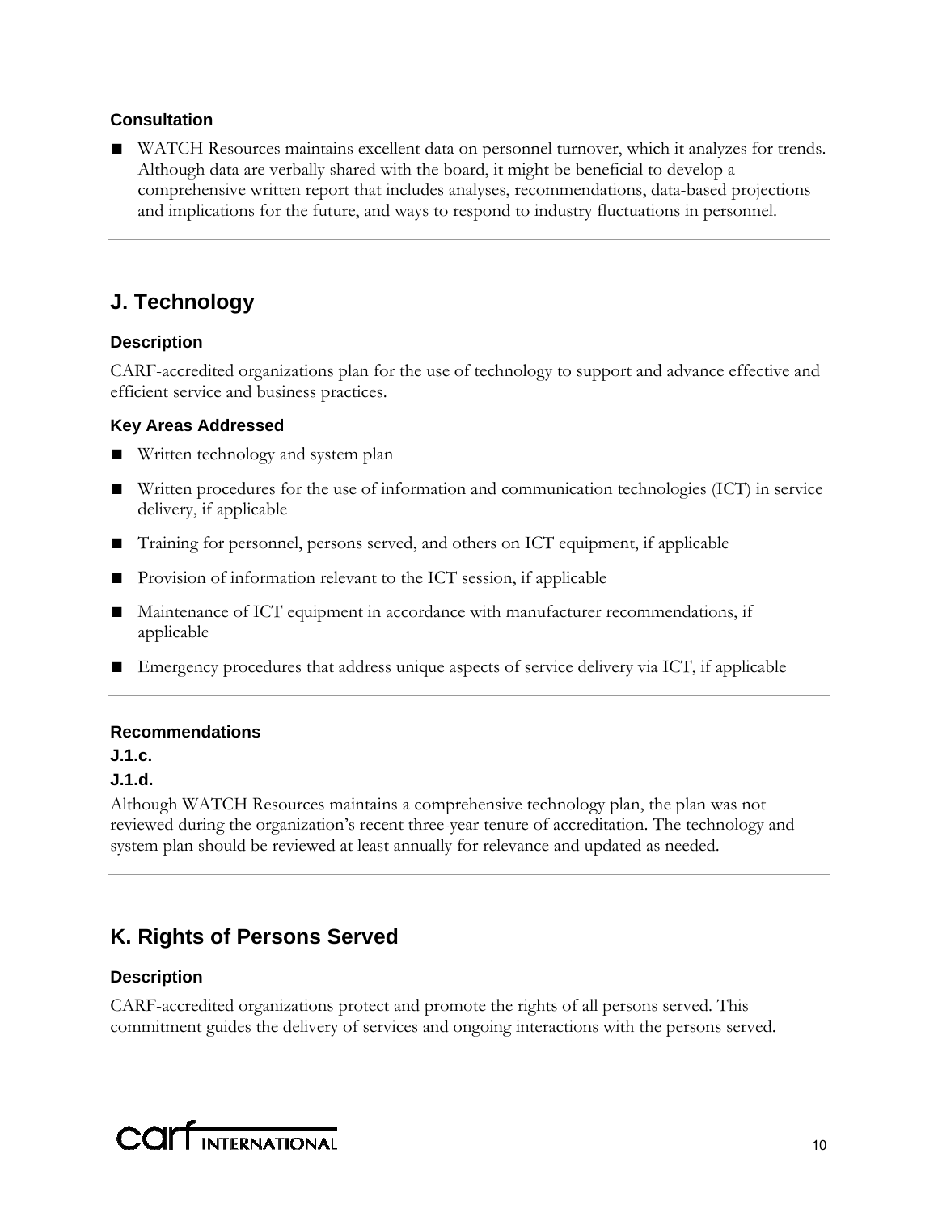**Consultation**

- WATCH Resources maintains excellent data on personnel turnover, which it analyzes for trends. Although data are verbally shared with the board, it might be beneficial to develop a comprehensive written report that includes analyses, recommendations, data-based projections and implications for the future, and ways to respond to industry fluctuations in personnel.

---

## J. Technology

### Description

CARF-accredited organizations plan for the use of technology to support and advance effective and efficient service and business practices.

### Key Areas Addressed

- Written technology and system plan
- Written procedures for the use of information and communication technologies (ICT) in service delivery, if applicable
- Training for personnel, persons served, and others on ICT equipment, if applicable
- Provision of information relevant to the ICT session, if applicable
- Maintenance of ICT equipment in accordance with manufacturer recommendations, if applicable
- Emergency procedures that address unique aspects of service delivery via ICT, if applicable

---

### Recommendations

**J.1.c.**

**J.1.d.**

Although WATCH Resources maintains a comprehensive technology plan, the plan was not reviewed during the organization's recent three-year tenure of accreditation. The technology and system plan should be reviewed at least annually for relevance and updated as needed.

---

## K. Rights of Persons Served

### Description

CARF-accredited organizations protect and promote the rights of all persons served. This commitment guides the delivery of services and ongoing interactions with the persons served.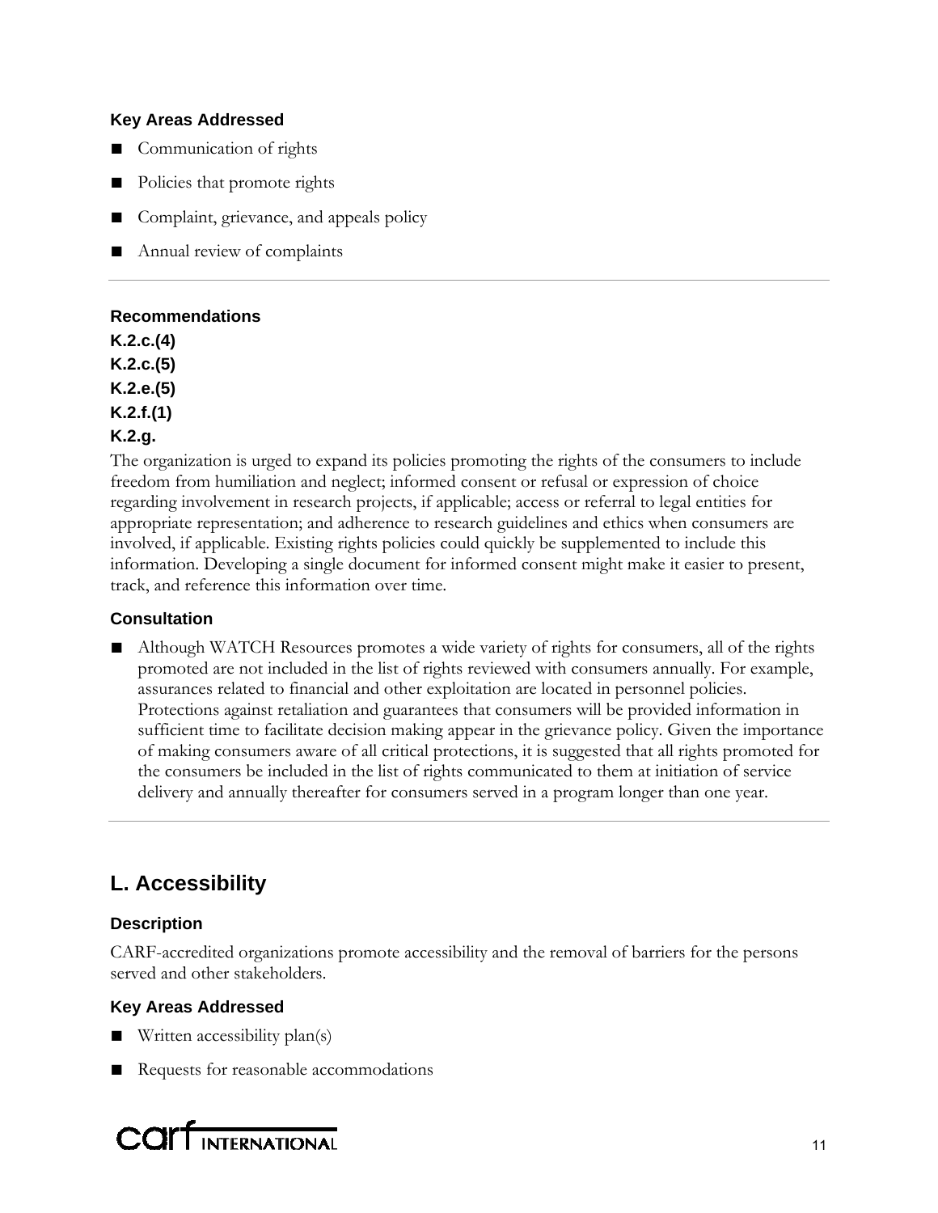### Key Areas Addressed

- Communication of rights
- Policies that promote rights
- Complaint, grievance, and appeals policy
- Annual review of complaints

---

### Recommendations

**K.2.c.(4)**
**K.2.c.(5)**
**K.2.e.(5)**
**K.2.f.(1)**
**K.2.g.**

The organization is urged to expand its policies promoting the rights of the consumers to include freedom from humiliation and neglect; informed consent or refusal or expression of choice regarding involvement in research projects, if applicable; access or referral to legal entities for appropriate representation; and adherence to research guidelines and ethics when consumers are involved, if applicable. Existing rights policies could quickly be supplemented to include this information. Developing a single document for informed consent might make it easier to present, track, and reference this information over time.

### Consultation

- Although WATCH Resources promotes a wide variety of rights for consumers, all of the rights promoted are not included in the list of rights reviewed with consumers annually. For example, assurances related to financial and other exploitation are located in personnel policies. Protections against retaliation and guarantees that consumers will be provided information in sufficient time to facilitate decision making appear in the grievance policy. Given the importance of making consumers aware of all critical protections, it is suggested that all rights promoted for the consumers be included in the list of rights communicated to them at initiation of service delivery and annually thereafter for consumers served in a program longer than one year.

---

## L. Accessibility

### Description

CARF-accredited organizations promote accessibility and the removal of barriers for the persons served and other stakeholders.

### Key Areas Addressed

- Written accessibility plan(s)
- Requests for reasonable accommodations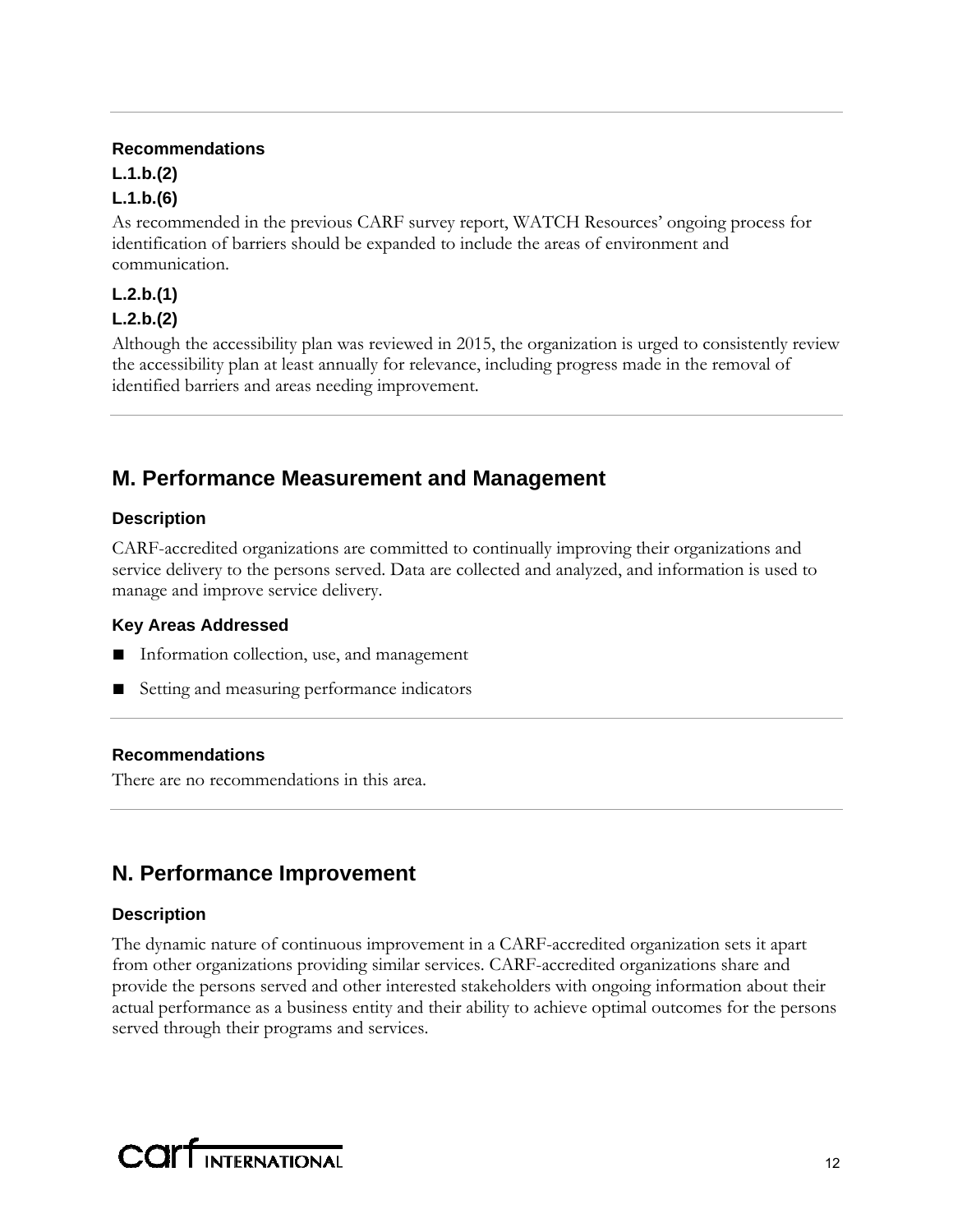### Recommendations

**L.1.b.(2)**

**L.1.b.(6)**

As recommended in the previous CARF survey report, WATCH Resources' ongoing process for identification of barriers should be expanded to include the areas of environment and communication.

**L.2.b.(1)**

**L.2.b.(2)**

Although the accessibility plan was reviewed in 2015, the organization is urged to consistently review the accessibility plan at least annually for relevance, including progress made in the removal of identified barriers and areas needing improvement.

## M. Performance Measurement and Management

### Description

CARF-accredited organizations are committed to continually improving their organizations and service delivery to the persons served. Data are collected and analyzed, and information is used to manage and improve service delivery.

### Key Areas Addressed

- Information collection, use, and management
- Setting and measuring performance indicators

### Recommendations

There are no recommendations in this area.

## N. Performance Improvement

### Description

The dynamic nature of continuous improvement in a CARF-accredited organization sets it apart from other organizations providing similar services. CARF-accredited organizations share and provide the persons served and other interested stakeholders with ongoing information about their actual performance as a business entity and their ability to achieve optimal outcomes for the persons served through their programs and services.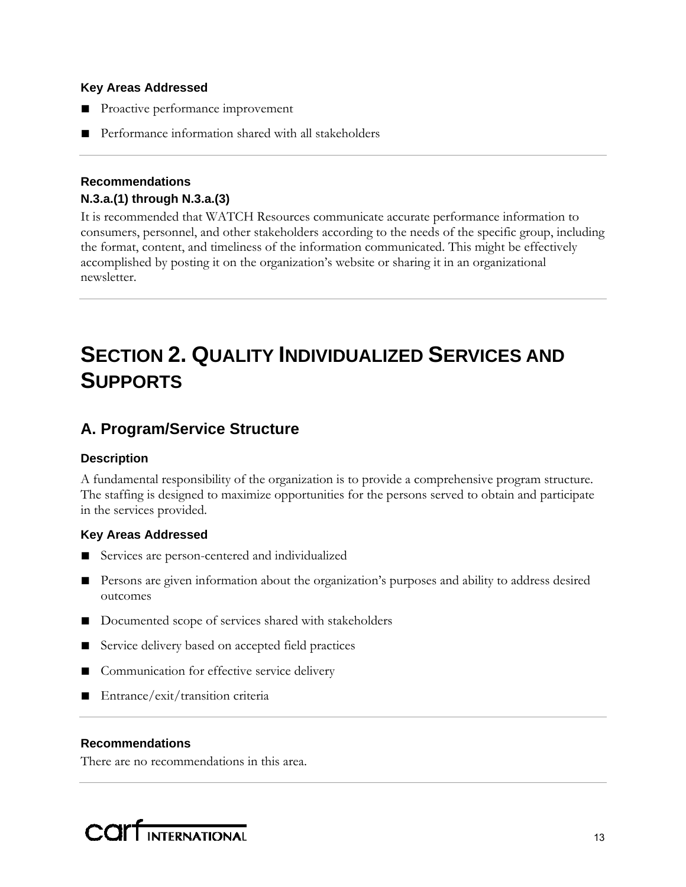#### Key Areas Addressed

- Proactive performance improvement
- Performance information shared with all stakeholders

---

#### Recommendations

**N.3.a.(1) through N.3.a.(3)**

It is recommended that WATCH Resources communicate accurate performance information to consumers, personnel, and other stakeholders according to the needs of the specific group, including the format, content, and timeliness of the information communicated. This might be effectively accomplished by posting it on the organization's website or sharing it in an organizational newsletter.

---

# SECTION 2. QUALITY INDIVIDUALIZED SERVICES AND SUPPORTS

## A. Program/Service Structure

#### Description

A fundamental responsibility of the organization is to provide a comprehensive program structure. The staffing is designed to maximize opportunities for the persons served to obtain and participate in the services provided.

#### Key Areas Addressed

- Services are person-centered and individualized
- Persons are given information about the organization's purposes and ability to address desired outcomes
- Documented scope of services shared with stakeholders
- Service delivery based on accepted field practices
- Communication for effective service delivery
- Entrance/exit/transition criteria

---

#### Recommendations

There are no recommendations in this area.

---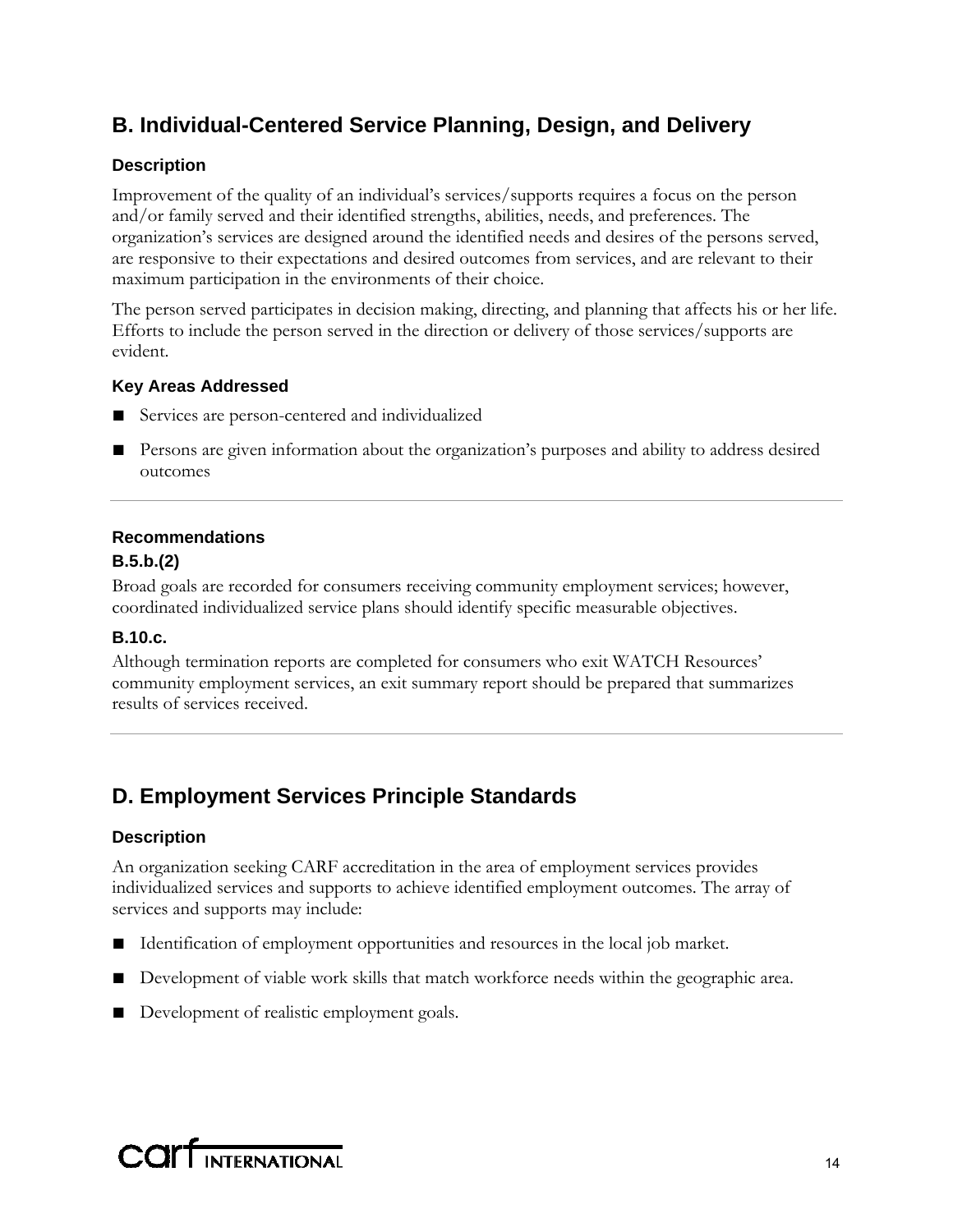## B. Individual-Centered Service Planning, Design, and Delivery

### Description

Improvement of the quality of an individual's services/supports requires a focus on the person and/or family served and their identified strengths, abilities, needs, and preferences. The organization's services are designed around the identified needs and desires of the persons served, are responsive to their expectations and desired outcomes from services, and are relevant to their maximum participation in the environments of their choice.

The person served participates in decision making, directing, and planning that affects his or her life. Efforts to include the person served in the direction or delivery of those services/supports are evident.

### Key Areas Addressed

- Services are person-centered and individualized
- Persons are given information about the organization's purposes and ability to address desired outcomes

---

### Recommendations

**B.5.b.(2)**

Broad goals are recorded for consumers receiving community employment services; however, coordinated individualized service plans should identify specific measurable objectives.

**B.10.c.**

Although termination reports are completed for consumers who exit WATCH Resources' community employment services, an exit summary report should be prepared that summarizes results of services received.

---

## D. Employment Services Principle Standards

### Description

An organization seeking CARF accreditation in the area of employment services provides individualized services and supports to achieve identified employment outcomes. The array of services and supports may include:

- Identification of employment opportunities and resources in the local job market.
- Development of viable work skills that match workforce needs within the geographic area.
- Development of realistic employment goals.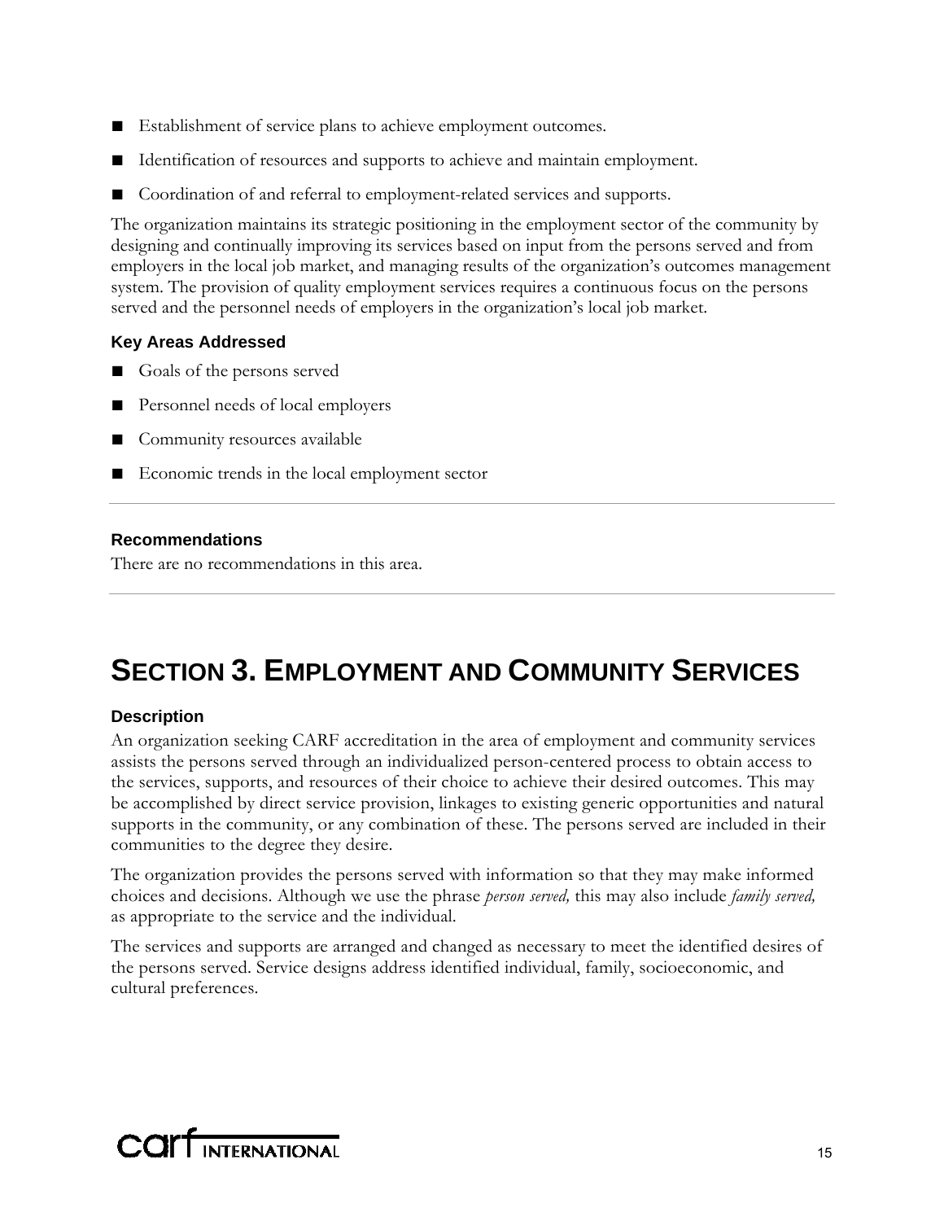- Establishment of service plans to achieve employment outcomes.
- Identification of resources and supports to achieve and maintain employment.
- Coordination of and referral to employment-related services and supports.

The organization maintains its strategic positioning in the employment sector of the community by designing and continually improving its services based on input from the persons served and from employers in the local job market, and managing results of the organization's outcomes management system. The provision of quality employment services requires a continuous focus on the persons served and the personnel needs of employers in the organization's local job market.

#### Key Areas Addressed

- Goals of the persons served
- Personnel needs of local employers
- Community resources available
- Economic trends in the local employment sector

---

#### Recommendations

There are no recommendations in this area.

---

# SECTION 3. EMPLOYMENT AND COMMUNITY SERVICES

#### Description

An organization seeking CARF accreditation in the area of employment and community services assists the persons served through an individualized person-centered process to obtain access to the services, supports, and resources of their choice to achieve their desired outcomes. This may be accomplished by direct service provision, linkages to existing generic opportunities and natural supports in the community, or any combination of these. The persons served are included in their communities to the degree they desire.

The organization provides the persons served with information so that they may make informed choices and decisions. Although we use the phrase *person served,* this may also include *family served,* as appropriate to the service and the individual.

The services and supports are arranged and changed as necessary to meet the identified desires of the persons served. Service designs address identified individual, family, socioeconomic, and cultural preferences.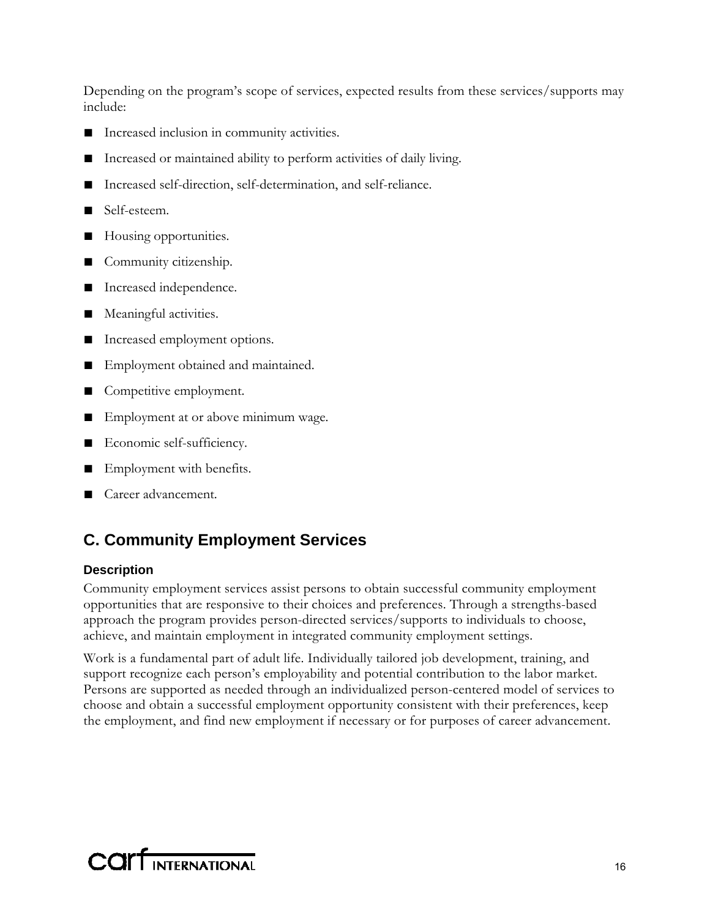Depending on the program's scope of services, expected results from these services/supports may include:

- Increased inclusion in community activities.
- Increased or maintained ability to perform activities of daily living.
- Increased self-direction, self-determination, and self-reliance.
- Self-esteem.
- Housing opportunities.
- Community citizenship.
- Increased independence.
- Meaningful activities.
- Increased employment options.
- Employment obtained and maintained.
- Competitive employment.
- Employment at or above minimum wage.
- Economic self-sufficiency.
- Employment with benefits.
- Career advancement.

## C. Community Employment Services

### Description

Community employment services assist persons to obtain successful community employment opportunities that are responsive to their choices and preferences. Through a strengths-based approach the program provides person-directed services/supports to individuals to choose, achieve, and maintain employment in integrated community employment settings.

Work is a fundamental part of adult life. Individually tailored job development, training, and support recognize each person's employability and potential contribution to the labor market. Persons are supported as needed through an individualized person-centered model of services to choose and obtain a successful employment opportunity consistent with their preferences, keep the employment, and find new employment if necessary or for purposes of career advancement.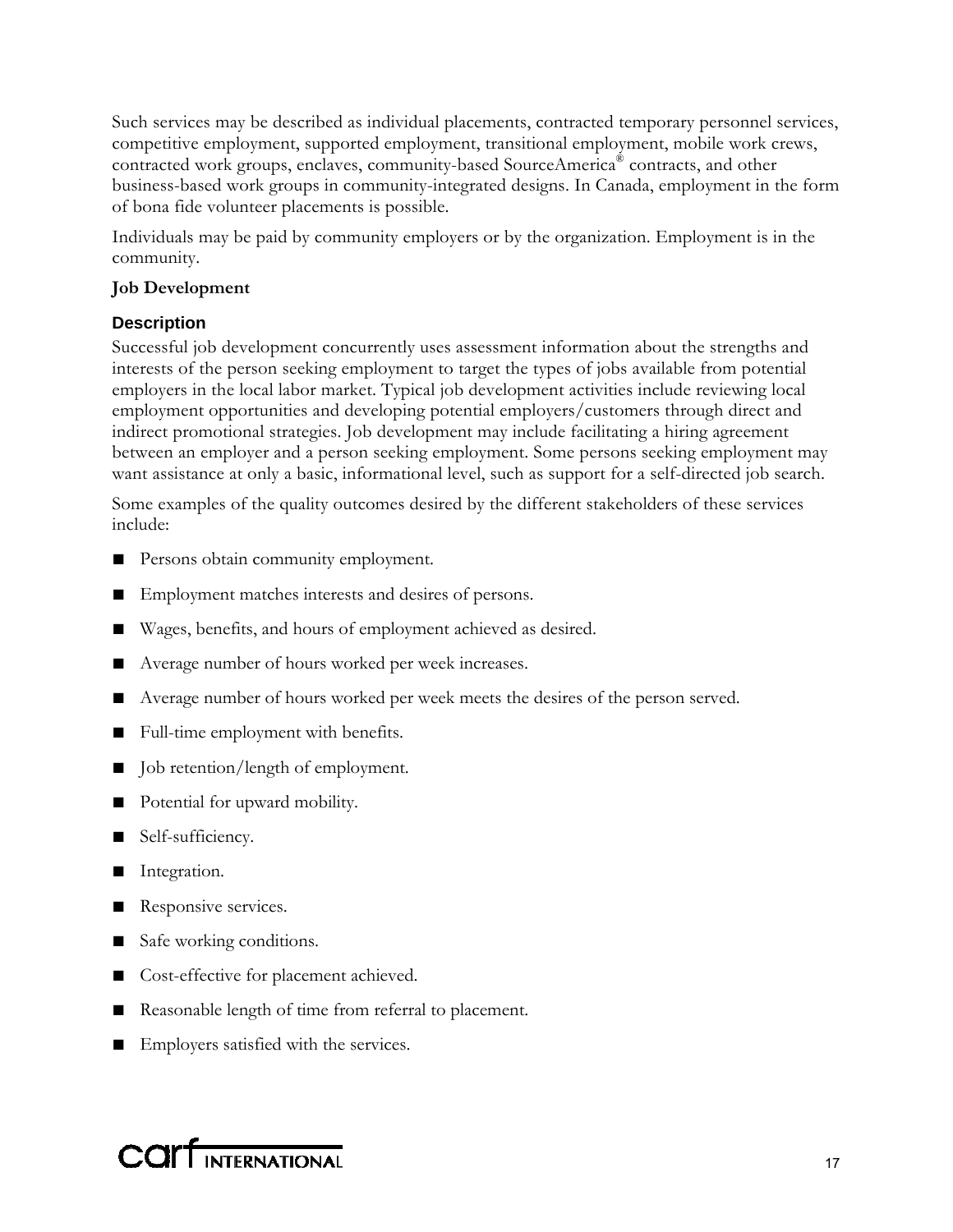Such services may be described as individual placements, contracted temporary personnel services, competitive employment, supported employment, transitional employment, mobile work crews, contracted work groups, enclaves, community-based SourceAmerica® contracts, and other business-based work groups in community-integrated designs. In Canada, employment in the form of bona fide volunteer placements is possible.

Individuals may be paid by community employers or by the organization. Employment is in the community.

**Job Development**

### Description

Successful job development concurrently uses assessment information about the strengths and interests of the person seeking employment to target the types of jobs available from potential employers in the local labor market. Typical job development activities include reviewing local employment opportunities and developing potential employers/customers through direct and indirect promotional strategies. Job development may include facilitating a hiring agreement between an employer and a person seeking employment. Some persons seeking employment may want assistance at only a basic, informational level, such as support for a self-directed job search.

Some examples of the quality outcomes desired by the different stakeholders of these services include:

- Persons obtain community employment.
- Employment matches interests and desires of persons.
- Wages, benefits, and hours of employment achieved as desired.
- Average number of hours worked per week increases.
- Average number of hours worked per week meets the desires of the person served.
- Full-time employment with benefits.
- Job retention/length of employment.
- Potential for upward mobility.
- Self-sufficiency.
- Integration.
- Responsive services.
- Safe working conditions.
- Cost-effective for placement achieved.
- Reasonable length of time from referral to placement.
- Employers satisfied with the services.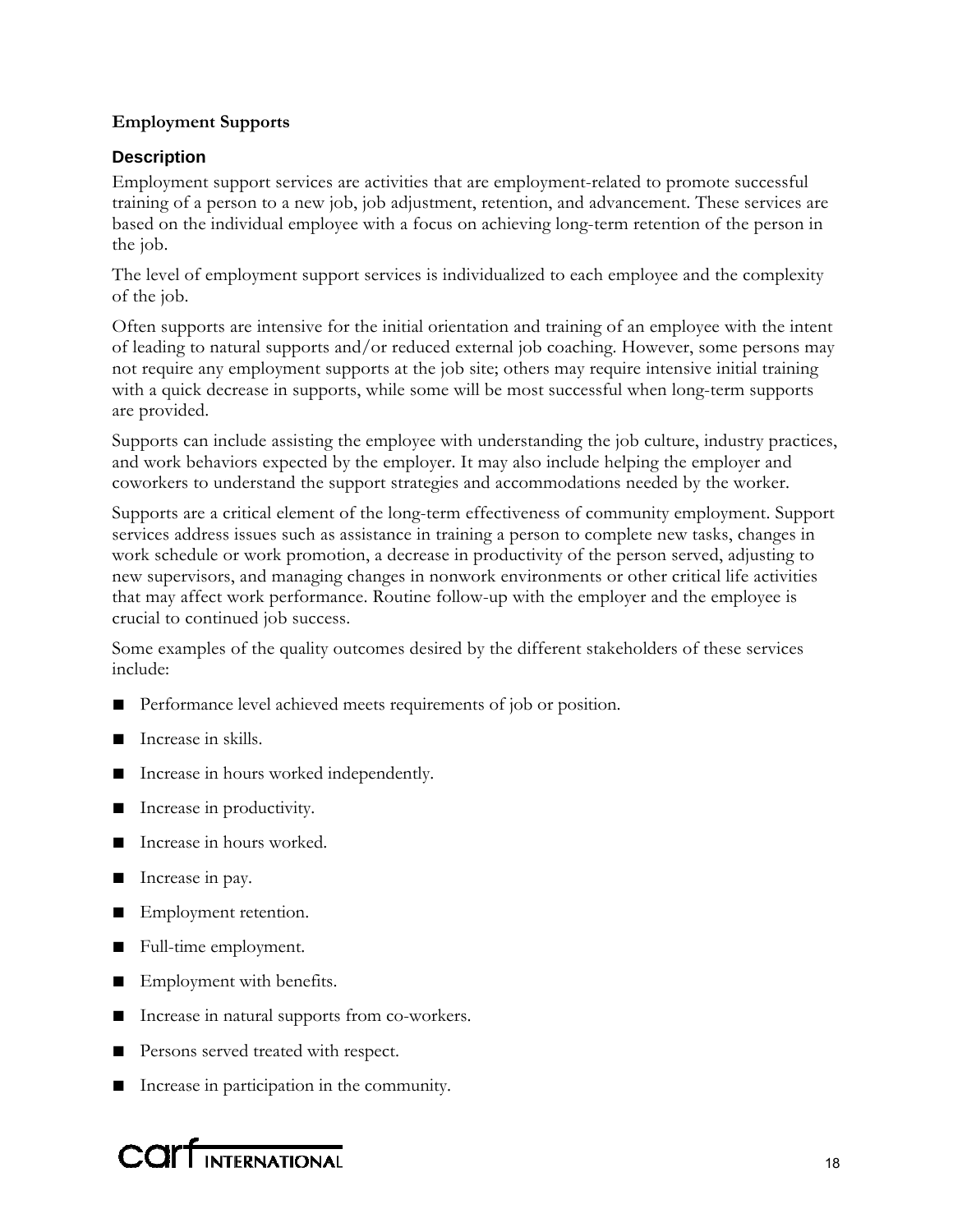**Employment Supports**

### Description

Employment support services are activities that are employment-related to promote successful training of a person to a new job, job adjustment, retention, and advancement. These services are based on the individual employee with a focus on achieving long-term retention of the person in the job.

The level of employment support services is individualized to each employee and the complexity of the job.

Often supports are intensive for the initial orientation and training of an employee with the intent of leading to natural supports and/or reduced external job coaching. However, some persons may not require any employment supports at the job site; others may require intensive initial training with a quick decrease in supports, while some will be most successful when long-term supports are provided.

Supports can include assisting the employee with understanding the job culture, industry practices, and work behaviors expected by the employer. It may also include helping the employer and coworkers to understand the support strategies and accommodations needed by the worker.

Supports are a critical element of the long-term effectiveness of community employment. Support services address issues such as assistance in training a person to complete new tasks, changes in work schedule or work promotion, a decrease in productivity of the person served, adjusting to new supervisors, and managing changes in nonwork environments or other critical life activities that may affect work performance. Routine follow-up with the employer and the employee is crucial to continued job success.

Some examples of the quality outcomes desired by the different stakeholders of these services include:

- Performance level achieved meets requirements of job or position.
- Increase in skills.
- Increase in hours worked independently.
- Increase in productivity.
- Increase in hours worked.
- Increase in pay.
- Employment retention.
- Full-time employment.
- Employment with benefits.
- Increase in natural supports from co-workers.
- Persons served treated with respect.
- Increase in participation in the community.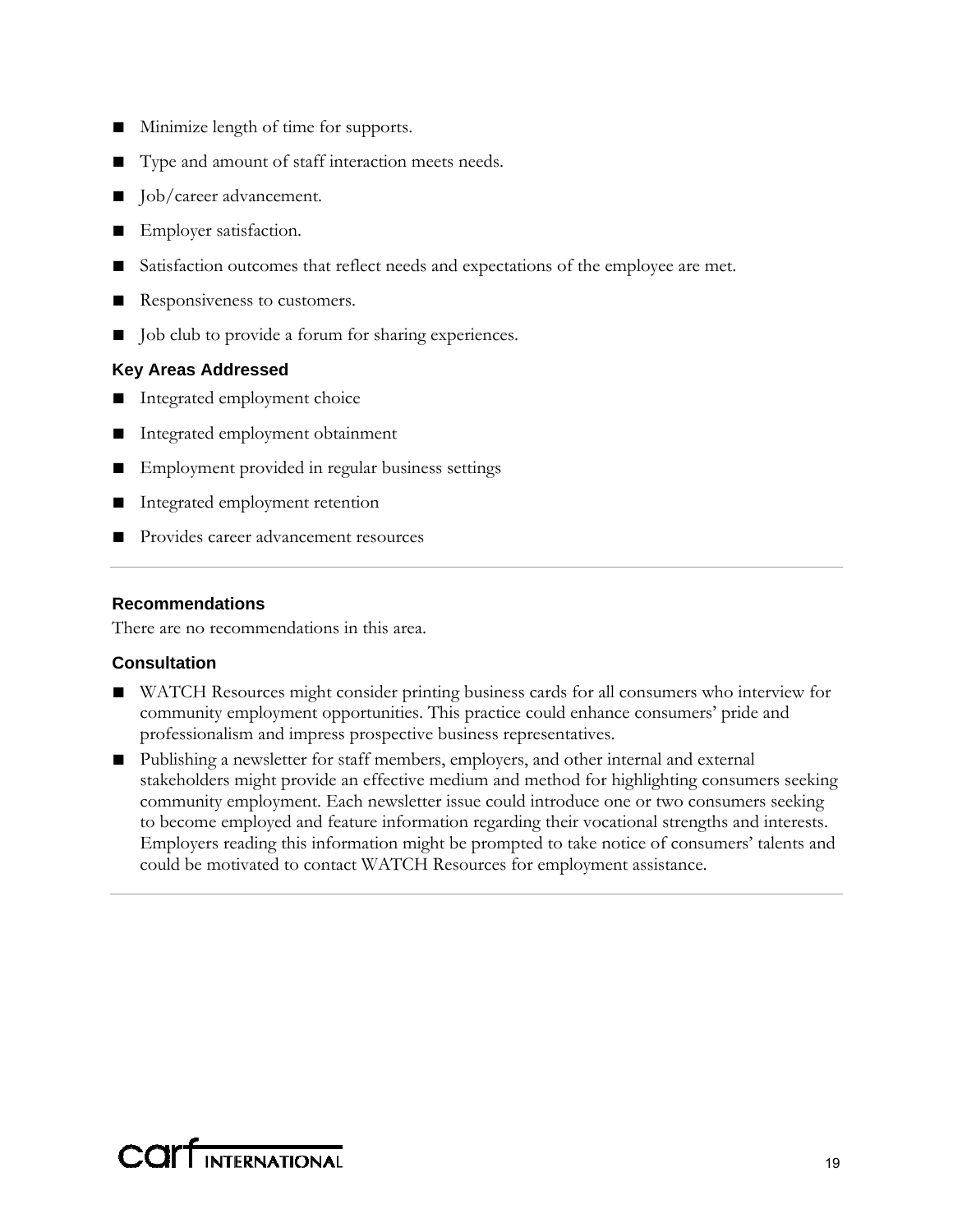- Minimize length of time for supports.
- Type and amount of staff interaction meets needs.
- Job/career advancement.
- Employer satisfaction.
- Satisfaction outcomes that reflect needs and expectations of the employee are met.
- Responsiveness to customers.
- Job club to provide a forum for sharing experiences.

### Key Areas Addressed

- Integrated employment choice
- Integrated employment obtainment
- Employment provided in regular business settings
- Integrated employment retention
- Provides career advancement resources

---

### Recommendations

There are no recommendations in this area.

### Consultation

- WATCH Resources might consider printing business cards for all consumers who interview for community employment opportunities. This practice could enhance consumers' pride and professionalism and impress prospective business representatives.
- Publishing a newsletter for staff members, employers, and other internal and external stakeholders might provide an effective medium and method for highlighting consumers seeking community employment. Each newsletter issue could introduce one or two consumers seeking to become employed and feature information regarding their vocational strengths and interests. Employers reading this information might be prompted to take notice of consumers' talents and could be motivated to contact WATCH Resources for employment assistance.

---